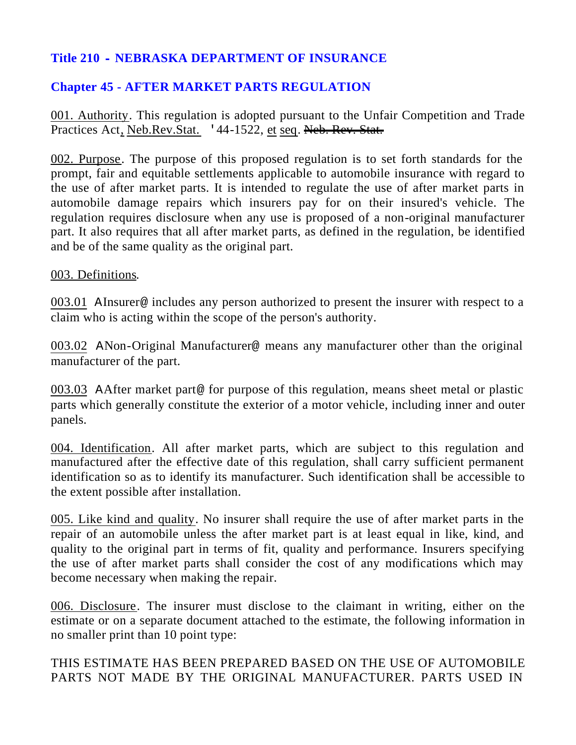# Title 210 - NEBRASKA DEPARTMENT OF INSURANCE

## Chapter 45 - AFTER MARKET PARTS REGULATION

001. Authority. This regulation is adopted pursuant to the Unfair Competition and Trade Practices Act, Neb.Rev.Stat. '44-1522, et seq. ~~Neb. Rev. Stat.~~

002. Purpose. The purpose of this proposed regulation is to set forth standards for the prompt, fair and equitable settlements applicable to automobile insurance with regard to the use of after market parts. It is intended to regulate the use of after market parts in automobile damage repairs which insurers pay for on their insured's vehicle. The regulation requires disclosure when any use is proposed of a non-original manufacturer part. It also requires that all after market parts, as defined in the regulation, be identified and be of the same quality as the original part.

003. Definitions.

003.01 AInsurer@ includes any person authorized to present the insurer with respect to a claim who is acting within the scope of the person's authority.

003.02 ANon-Original Manufacturer@ means any manufacturer other than the original manufacturer of the part.

003.03 AAfter market part@ for purpose of this regulation, means sheet metal or plastic parts which generally constitute the exterior of a motor vehicle, including inner and outer panels.

004. Identification. All after market parts, which are subject to this regulation and manufactured after the effective date of this regulation, shall carry sufficient permanent identification so as to identify its manufacturer. Such identification shall be accessible to the extent possible after installation.

005. Like kind and quality. No insurer shall require the use of after market parts in the repair of an automobile unless the after market part is at least equal in like, kind, and quality to the original part in terms of fit, quality and performance. Insurers specifying the use of after market parts shall consider the cost of any modifications which may become necessary when making the repair.

006. Disclosure. The insurer must disclose to the claimant in writing, either on the estimate or on a separate document attached to the estimate, the following information in no smaller print than 10 point type:

THIS ESTIMATE HAS BEEN PREPARED BASED ON THE USE OF AUTOMOBILE PARTS NOT MADE BY THE ORIGINAL MANUFACTURER. PARTS USED IN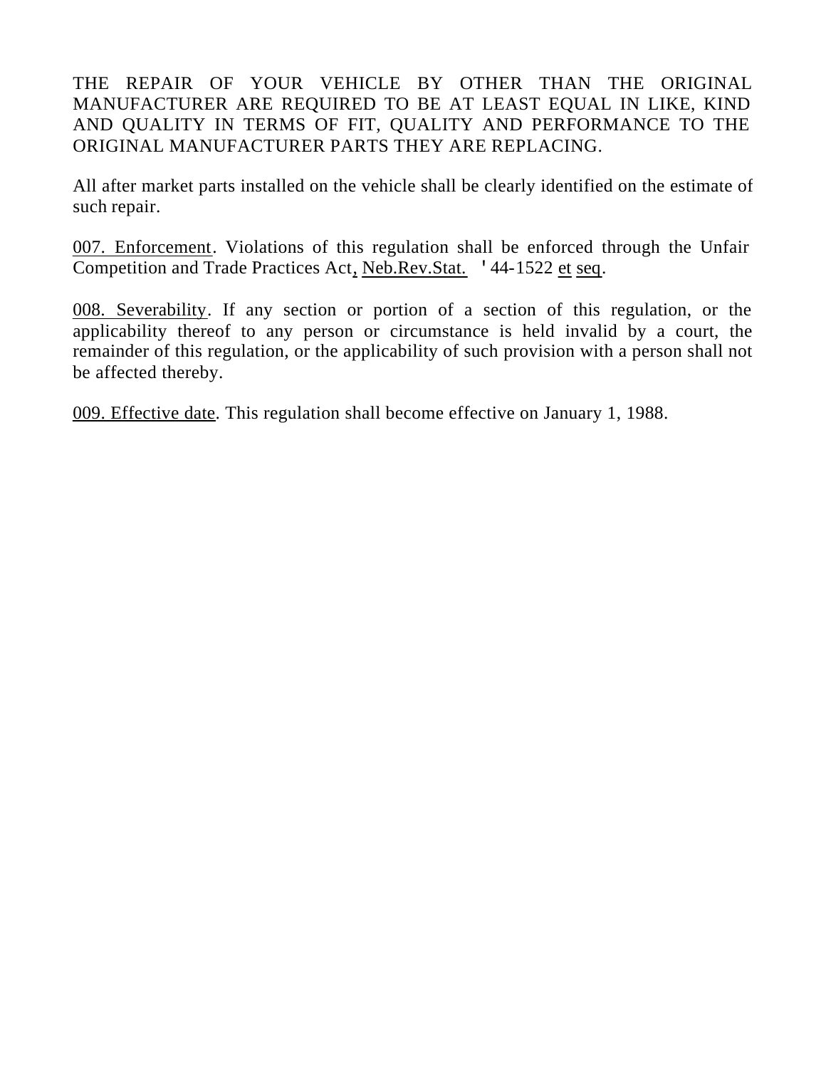THE REPAIR OF YOUR VEHICLE BY OTHER THAN THE ORIGINAL MANUFACTURER ARE REQUIRED TO BE AT LEAST EQUAL IN LIKE, KIND AND QUALITY IN TERMS OF FIT, QUALITY AND PERFORMANCE TO THE ORIGINAL MANUFACTURER PARTS THEY ARE REPLACING.

All after market parts installed on the vehicle shall be clearly identified on the estimate of such repair.

007. Enforcement. Violations of this regulation shall be enforced through the Unfair Competition and Trade Practices Act, Neb.Rev.Stat. ' 44-1522 et seq.

008. Severability. If any section or portion of a section of this regulation, or the applicability thereof to any person or circumstance is held invalid by a court, the remainder of this regulation, or the applicability of such provision with a person shall not be affected thereby.

009. Effective date. This regulation shall become effective on January 1, 1988.